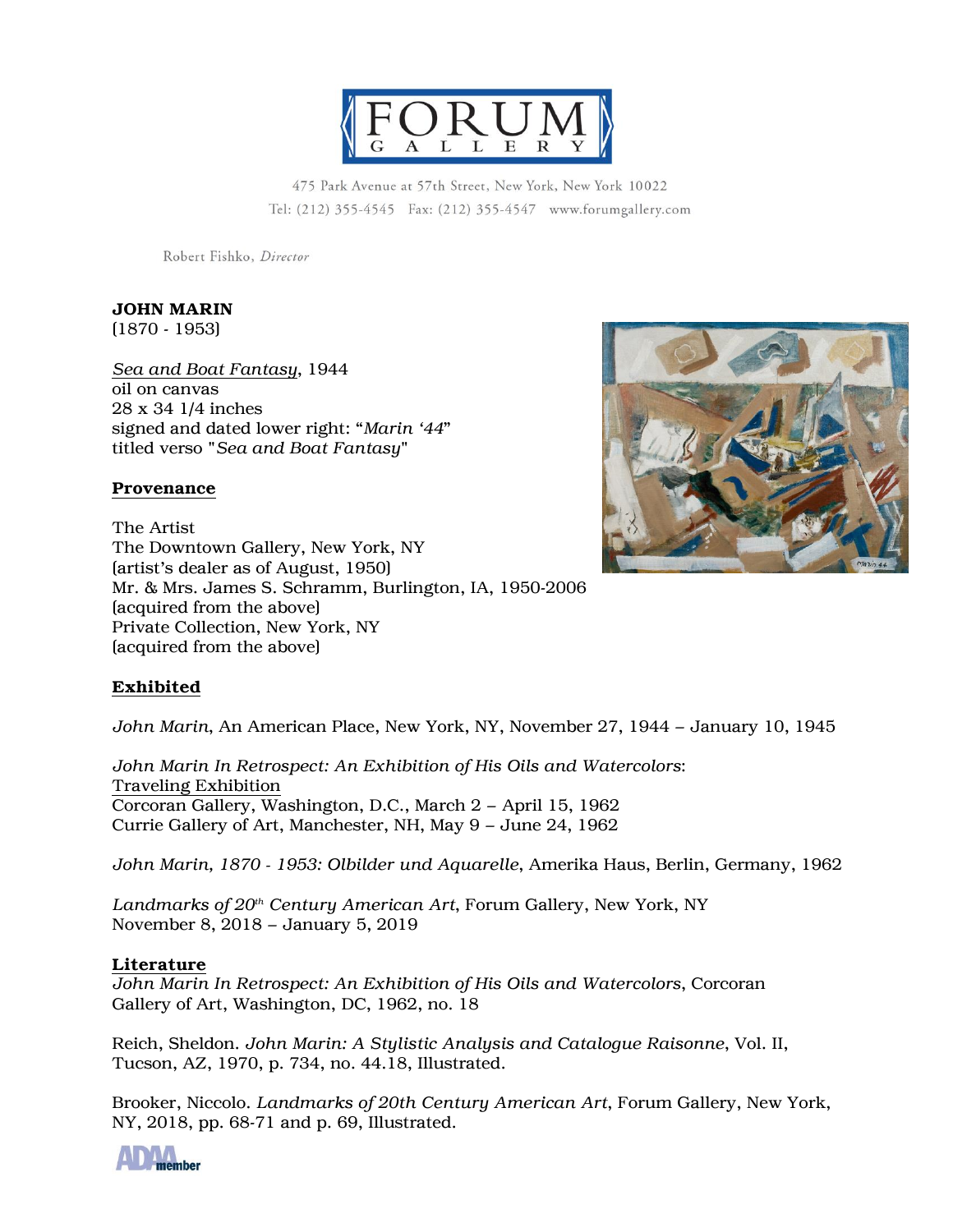# FORUM GALLERY

475 Park Avenue at 57th Street, New York, New York 10022
Tel: (212) 355-4545 Fax: (212) 355-4547 www.forumgallery.com

Robert Fishko, *Director*

**JOHN MARIN**
(1870 - 1953)

*Sea and Boat Fantasy*, 1944
oil on canvas
28 x 34 1/4 inches
signed and dated lower right: "*Marin '44*"
titled verso "*Sea and Boat Fantasy*"

## Provenance

The Artist
The Downtown Gallery, New York, NY
(artist's dealer as of August, 1950)
Mr. & Mrs. James S. Schramm, Burlington, IA, 1950-2006
(acquired from the above)
Private Collection, New York, NY
(acquired from the above)

## Exhibited

*John Marin*, An American Place, New York, NY, November 27, 1944 – January 10, 1945

*John Marin In Retrospect: An Exhibition of His Oils and Watercolors*:
Traveling Exhibition
Corcoran Gallery, Washington, D.C., March 2 – April 15, 1962
Currie Gallery of Art, Manchester, NH, May 9 – June 24, 1962

*John Marin, 1870 - 1953: Olbilder und Aquarelle*, Amerika Haus, Berlin, Germany, 1962

*Landmarks of 20th Century American Art*, Forum Gallery, New York, NY
November 8, 2018 – January 5, 2019

## Literature

*John Marin In Retrospect: An Exhibition of His Oils and Watercolors*, Corcoran Gallery of Art, Washington, DC, 1962, no. 18

Reich, Sheldon. *John Marin: A Stylistic Analysis and Catalogue Raisonne*, Vol. II, Tucson, AZ, 1970, p. 734, no. 44.18, Illustrated.

Brooker, Niccolo. *Landmarks of 20th Century American Art*, Forum Gallery, New York, NY, 2018, pp. 68-71 and p. 69, Illustrated.

ADAA member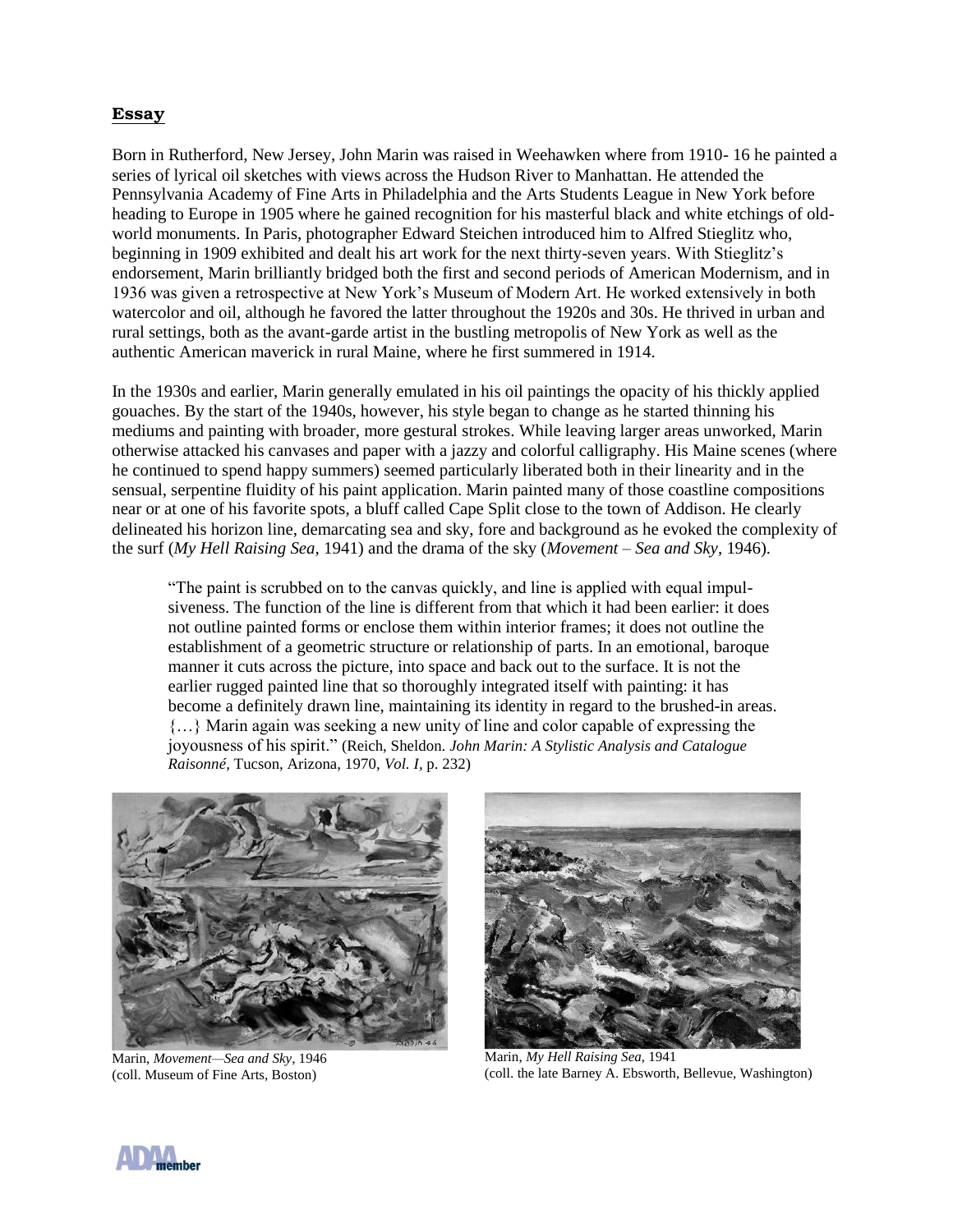## Essay

Born in Rutherford, New Jersey, John Marin was raised in Weehawken where from 1910- 16 he painted a series of lyrical oil sketches with views across the Hudson River to Manhattan. He attended the Pennsylvania Academy of Fine Arts in Philadelphia and the Arts Students League in New York before heading to Europe in 1905 where he gained recognition for his masterful black and white etchings of old-world monuments. In Paris, photographer Edward Steichen introduced him to Alfred Stieglitz who, beginning in 1909 exhibited and dealt his art work for the next thirty-seven years. With Stieglitz's endorsement, Marin brilliantly bridged both the first and second periods of American Modernism, and in 1936 was given a retrospective at New York's Museum of Modern Art. He worked extensively in both watercolor and oil, although he favored the latter throughout the 1920s and 30s. He thrived in urban and rural settings, both as the avant-garde artist in the bustling metropolis of New York as well as the authentic American maverick in rural Maine, where he first summered in 1914.

In the 1930s and earlier, Marin generally emulated in his oil paintings the opacity of his thickly applied gouaches. By the start of the 1940s, however, his style began to change as he started thinning his mediums and painting with broader, more gestural strokes. While leaving larger areas unworked, Marin otherwise attacked his canvases and paper with a jazzy and colorful calligraphy. His Maine scenes (where he continued to spend happy summers) seemed particularly liberated both in their linearity and in the sensual, serpentine fluidity of his paint application. Marin painted many of those coastline compositions near or at one of his favorite spots, a bluff called Cape Split close to the town of Addison. He clearly delineated his horizon line, demarcating sea and sky, fore and background as he evoked the complexity of the surf (*My Hell Raising Sea*, 1941) and the drama of the sky (*Movement – Sea and Sky*, 1946).

> "The paint is scrubbed on to the canvas quickly, and line is applied with equal impulsiveness. The function of the line is different from that which it had been earlier: it does not outline painted forms or enclose them within interior frames; it does not outline the establishment of a geometric structure or relationship of parts. In an emotional, baroque manner it cuts across the picture, into space and back out to the surface. It is not the earlier rugged painted line that so thoroughly integrated itself with painting: it has become a definitely drawn line, maintaining its identity in regard to the brushed-in areas. {…} Marin again was seeking a new unity of line and color capable of expressing the joyousness of his spirit." (Reich, Sheldon. *John Marin: A Stylistic Analysis and Catalogue Raisonné*, Tucson, Arizona, 1970, *Vol. I*, p. 232)

Marin, *Movement—Sea and Sky*, 1946
(coll. Museum of Fine Arts, Boston)

Marin, *My Hell Raising Sea*, 1941
(coll. the late Barney A. Ebsworth, Bellevue, Washington)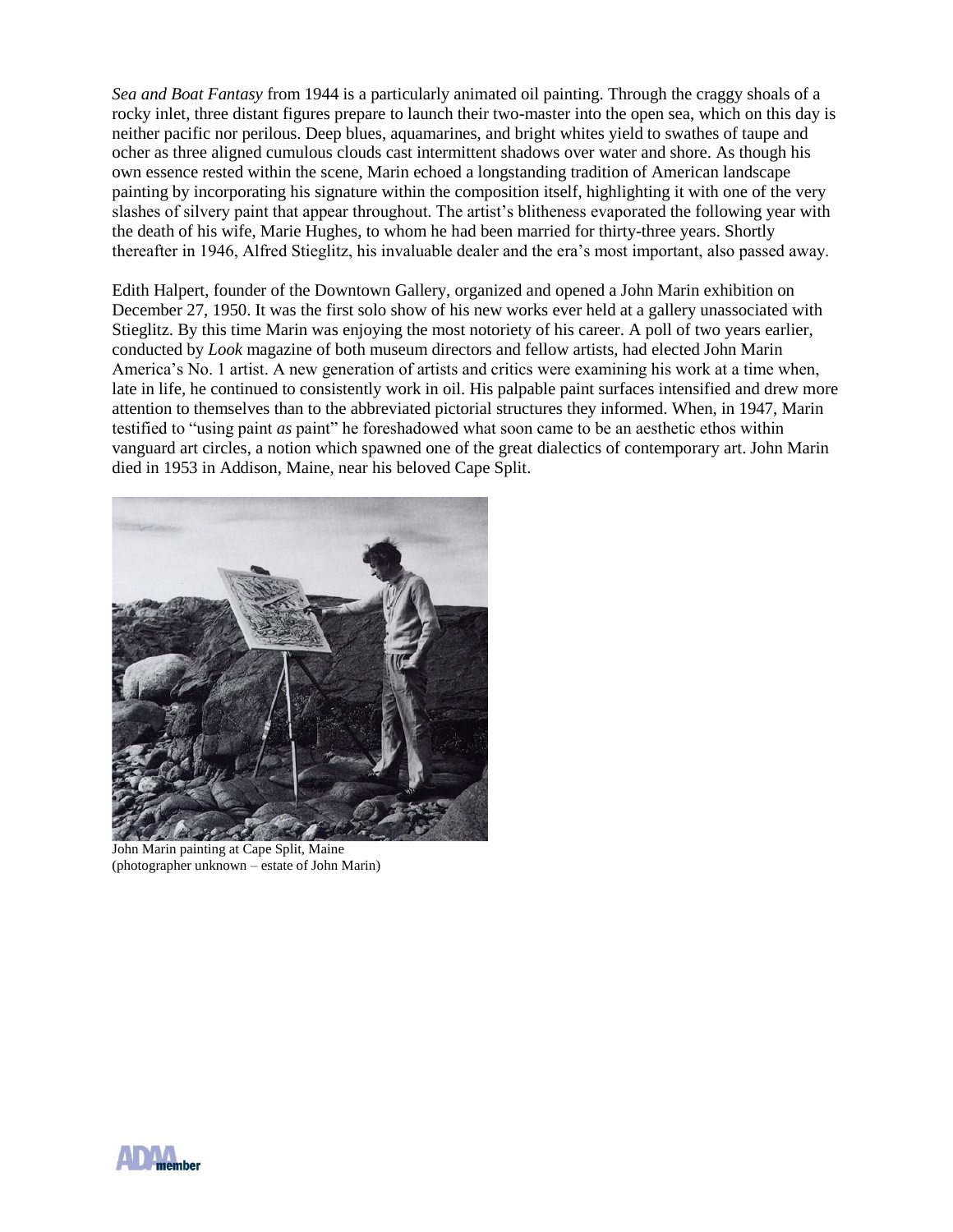*Sea and Boat Fantasy* from 1944 is a particularly animated oil painting. Through the craggy shoals of a rocky inlet, three distant figures prepare to launch their two-master into the open sea, which on this day is neither pacific nor perilous. Deep blues, aquamarines, and bright whites yield to swathes of taupe and ocher as three aligned cumulous clouds cast intermittent shadows over water and shore. As though his own essence rested within the scene, Marin echoed a longstanding tradition of American landscape painting by incorporating his signature within the composition itself, highlighting it with one of the very slashes of silvery paint that appear throughout. The artist's blitheness evaporated the following year with the death of his wife, Marie Hughes, to whom he had been married for thirty-three years. Shortly thereafter in 1946, Alfred Stieglitz, his invaluable dealer and the era's most important, also passed away.

Edith Halpert, founder of the Downtown Gallery, organized and opened a John Marin exhibition on December 27, 1950. It was the first solo show of his new works ever held at a gallery unassociated with Stieglitz. By this time Marin was enjoying the most notoriety of his career. A poll of two years earlier, conducted by *Look* magazine of both museum directors and fellow artists, had elected John Marin America's No. 1 artist. A new generation of artists and critics were examining his work at a time when, late in life, he continued to consistently work in oil. His palpable paint surfaces intensified and drew more attention to themselves than to the abbreviated pictorial structures they informed. When, in 1947, Marin testified to "using paint *as* paint" he foreshadowed what soon came to be an aesthetic ethos within vanguard art circles, a notion which spawned one of the great dialectics of contemporary art. John Marin died in 1953 in Addison, Maine, near his beloved Cape Split.

John Marin painting at Cape Split, Maine
(photographer unknown – estate of John Marin)